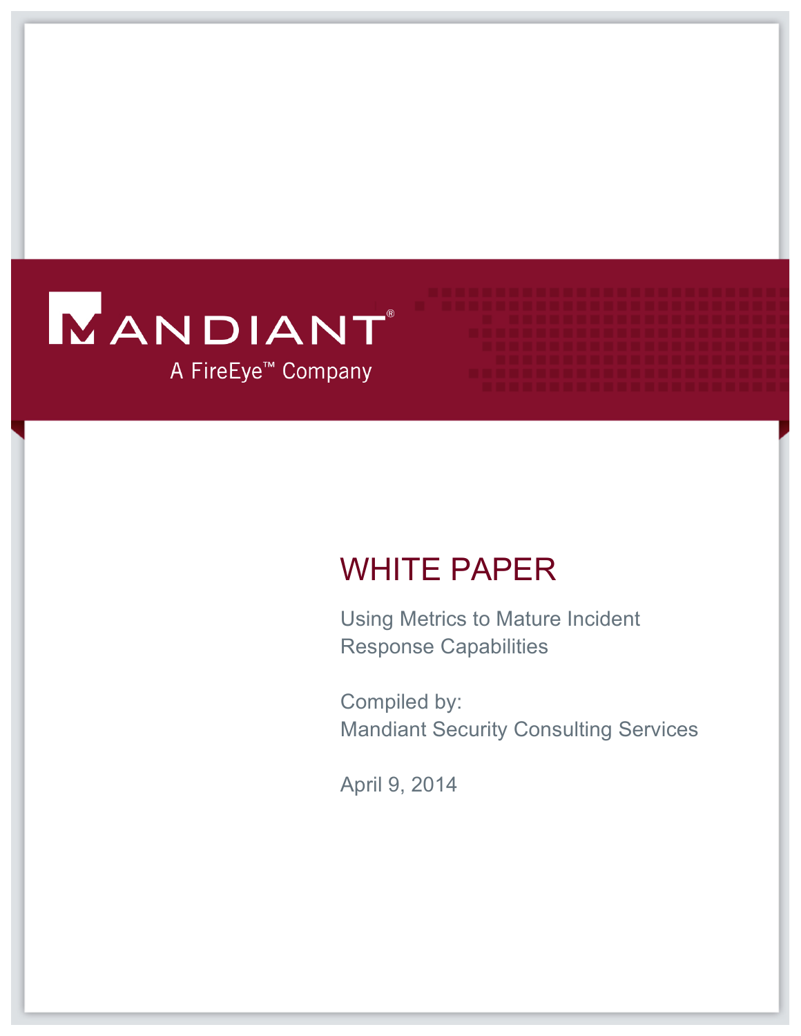MANDIANT®

A FireEye™ Company

# WHITE PAPER

Using Metrics to Mature Incident Response Capabilities

Compiled by:
Mandiant Security Consulting Services

April 9, 2014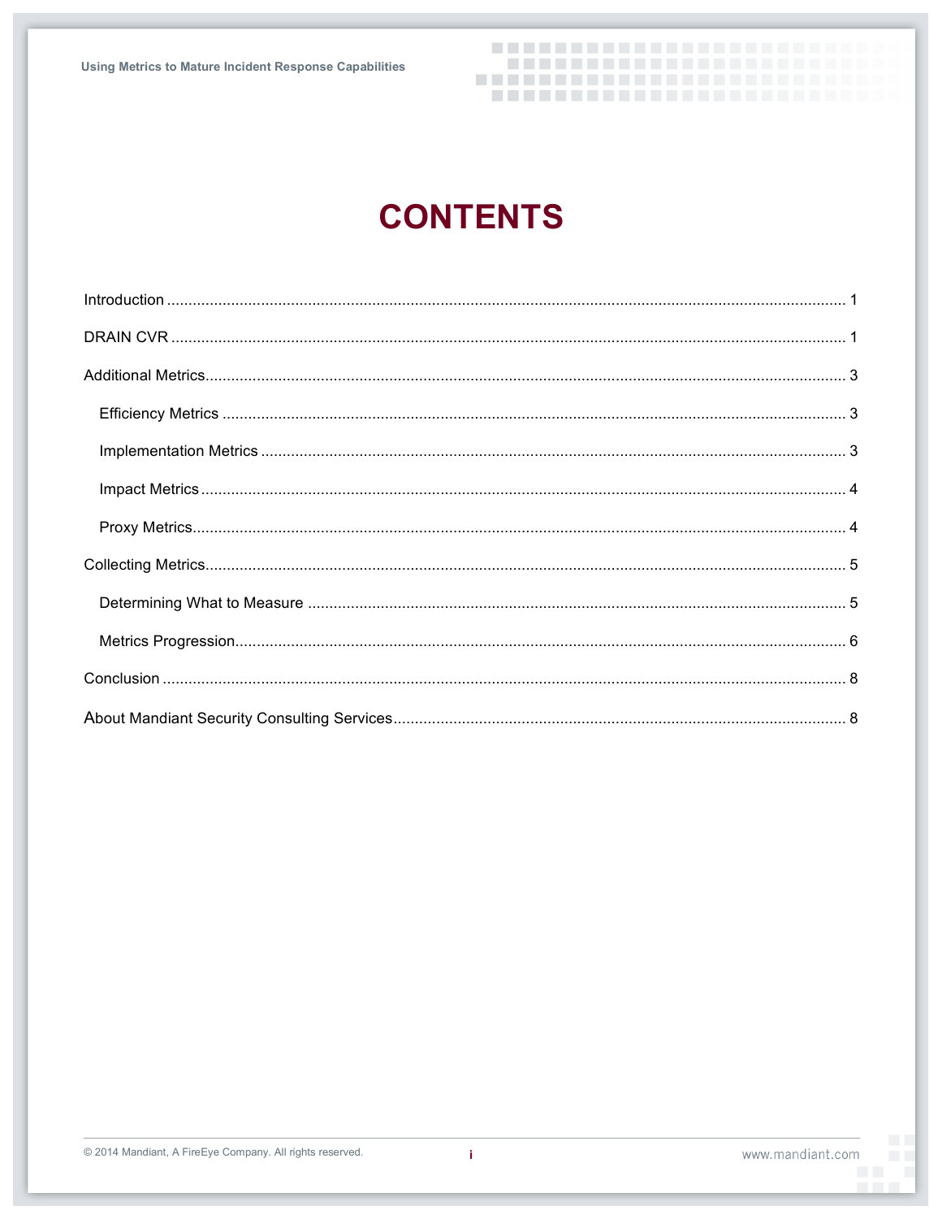# CONTENTS

Introduction ........................................................................................................................................ 1

DRAIN CVR ......................................................................................................................................... 1

Additional Metrics................................................................................................................................ 3

- Efficiency Metrics ............................................................................................................................ 3
- Implementation Metrics ................................................................................................................... 3
- Impact Metrics .................................................................................................................................. 4
- Proxy Metrics.................................................................................................................................... 4

Collecting Metrics................................................................................................................................. 5

- Determining What to Measure ........................................................................................................ 5
- Metrics Progression.......................................................................................................................... 6

Conclusion ............................................................................................................................................ 8

About Mandiant Security Consulting Services..................................................................................... 8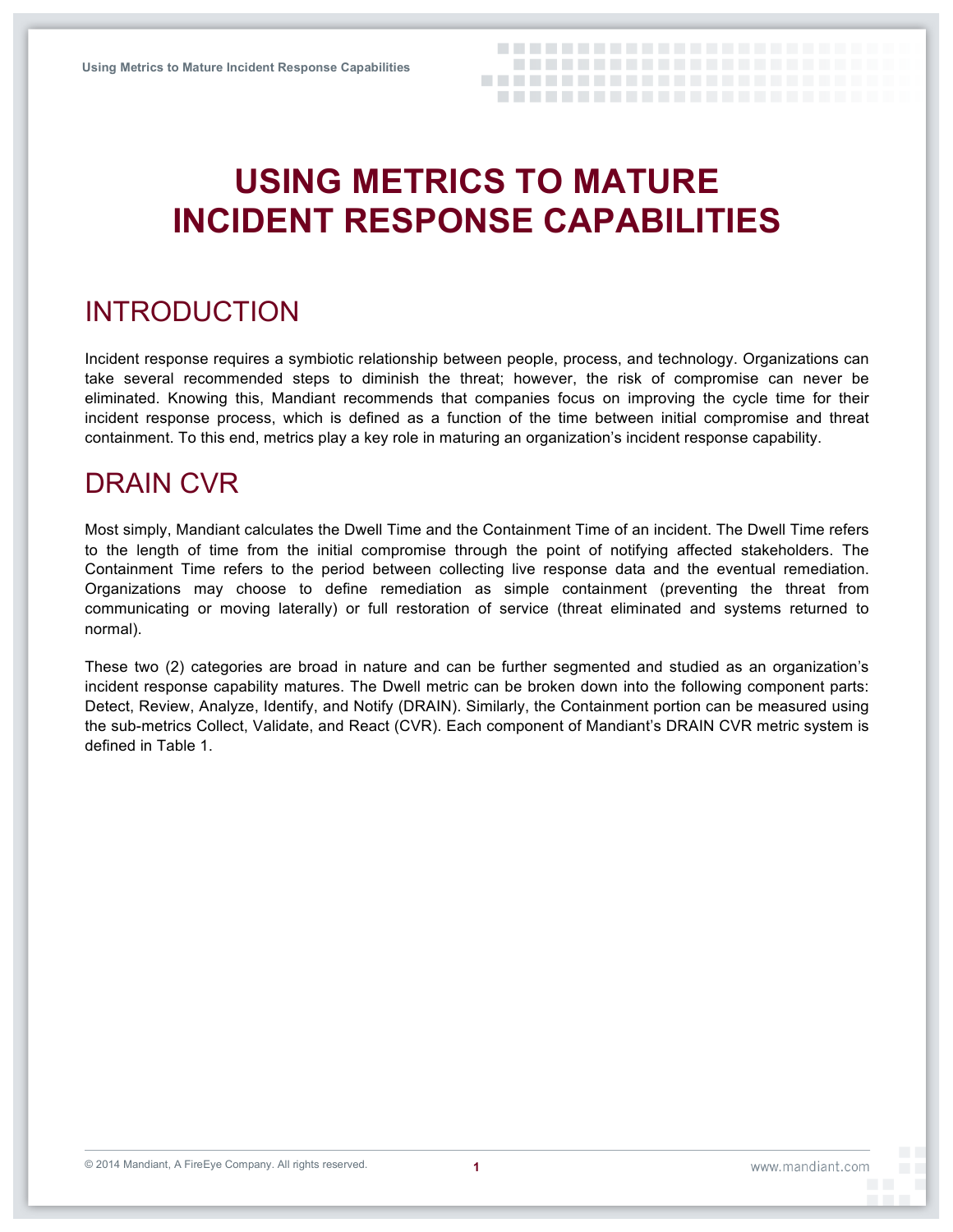# USING METRICS TO MATURE INCIDENT RESPONSE CAPABILITIES

## INTRODUCTION

Incident response requires a symbiotic relationship between people, process, and technology. Organizations can take several recommended steps to diminish the threat; however, the risk of compromise can never be eliminated. Knowing this, Mandiant recommends that companies focus on improving the cycle time for their incident response process, which is defined as a function of the time between initial compromise and threat containment. To this end, metrics play a key role in maturing an organization's incident response capability.

## DRAIN CVR

Most simply, Mandiant calculates the Dwell Time and the Containment Time of an incident. The Dwell Time refers to the length of time from the initial compromise through the point of notifying affected stakeholders. The Containment Time refers to the period between collecting live response data and the eventual remediation. Organizations may choose to define remediation as simple containment (preventing the threat from communicating or moving laterally) or full restoration of service (threat eliminated and systems returned to normal).

These two (2) categories are broad in nature and can be further segmented and studied as an organization's incident response capability matures. The Dwell metric can be broken down into the following component parts: Detect, Review, Analyze, Identify, and Notify (DRAIN). Similarly, the Containment portion can be measured using the sub-metrics Collect, Validate, and React (CVR). Each component of Mandiant's DRAIN CVR metric system is defined in Table 1.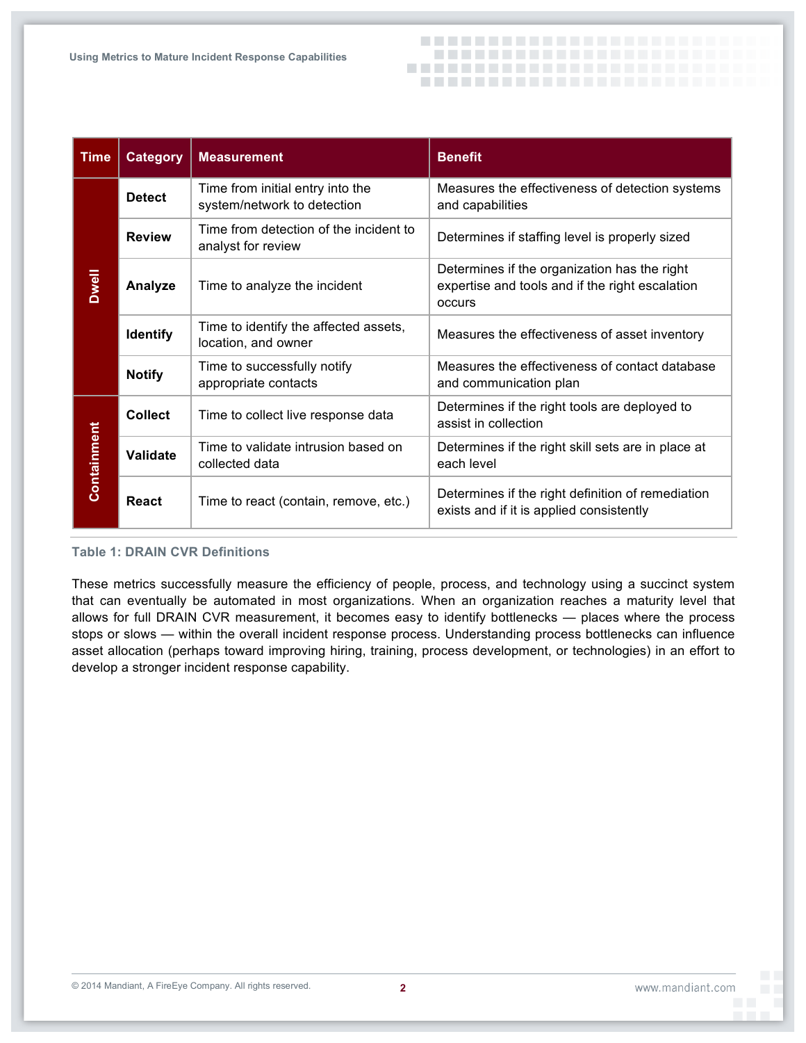| Time | Category | Measurement | Benefit |
|---|---|---|---|
| Dwell | **Detect** | Time from initial entry into the system/network to detection | Measures the effectiveness of detection systems and capabilities |
| | **Review** | Time from detection of the incident to analyst for review | Determines if staffing level is properly sized |
| | **Analyze** | Time to analyze the incident | Determines if the organization has the right expertise and tools and if the right escalation occurs |
| | **Identify** | Time to identify the affected assets, location, and owner | Measures the effectiveness of asset inventory |
| | **Notify** | Time to successfully notify appropriate contacts | Measures the effectiveness of contact database and communication plan |
| Containment | **Collect** | Time to collect live response data | Determines if the right tools are deployed to assist in collection |
| | **Validate** | Time to validate intrusion based on collected data | Determines if the right skill sets are in place at each level |
| | **React** | Time to react (contain, remove, etc.) | Determines if the right definition of remediation exists and if it is applied consistently |

**Table 1: DRAIN CVR Definitions**

These metrics successfully measure the efficiency of people, process, and technology using a succinct system that can eventually be automated in most organizations. When an organization reaches a maturity level that allows for full DRAIN CVR measurement, it becomes easy to identify bottlenecks — places where the process stops or slows — within the overall incident response process. Understanding process bottlenecks can influence asset allocation (perhaps toward improving hiring, training, process development, or technologies) in an effort to develop a stronger incident response capability.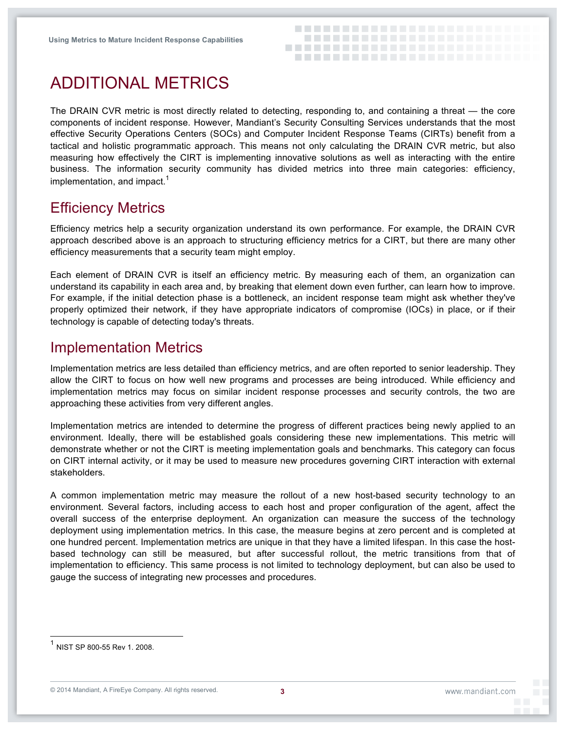# ADDITIONAL METRICS

The DRAIN CVR metric is most directly related to detecting, responding to, and containing a threat — the core components of incident response. However, Mandiant's Security Consulting Services understands that the most effective Security Operations Centers (SOCs) and Computer Incident Response Teams (CIRTs) benefit from a tactical and holistic programmatic approach. This means not only calculating the DRAIN CVR metric, but also measuring how effectively the CIRT is implementing innovative solutions as well as interacting with the entire business. The information security community has divided metrics into three main categories: efficiency, implementation, and impact.[1]

## Efficiency Metrics

Efficiency metrics help a security organization understand its own performance. For example, the DRAIN CVR approach described above is an approach to structuring efficiency metrics for a CIRT, but there are many other efficiency measurements that a security team might employ.

Each element of DRAIN CVR is itself an efficiency metric. By measuring each of them, an organization can understand its capability in each area and, by breaking that element down even further, can learn how to improve. For example, if the initial detection phase is a bottleneck, an incident response team might ask whether they've properly optimized their network, if they have appropriate indicators of compromise (IOCs) in place, or if their technology is capable of detecting today's threats.

## Implementation Metrics

Implementation metrics are less detailed than efficiency metrics, and are often reported to senior leadership. They allow the CIRT to focus on how well new programs and processes are being introduced. While efficiency and implementation metrics may focus on similar incident response processes and security controls, the two are approaching these activities from very different angles.

Implementation metrics are intended to determine the progress of different practices being newly applied to an environment. Ideally, there will be established goals considering these new implementations. This metric will demonstrate whether or not the CIRT is meeting implementation goals and benchmarks. This category can focus on CIRT internal activity, or it may be used to measure new procedures governing CIRT interaction with external stakeholders.

A common implementation metric may measure the rollout of a new host-based security technology to an environment. Several factors, including access to each host and proper configuration of the agent, affect the overall success of the enterprise deployment. An organization can measure the success of the technology deployment using implementation metrics. In this case, the measure begins at zero percent and is completed at one hundred percent. Implementation metrics are unique in that they have a limited lifespan. In this case the host-based technology can still be measured, but after successful rollout, the metric transitions from that of implementation to efficiency. This same process is not limited to technology deployment, but can also be used to gauge the success of integrating new processes and procedures.

[1] NIST SP 800-55 Rev 1. 2008.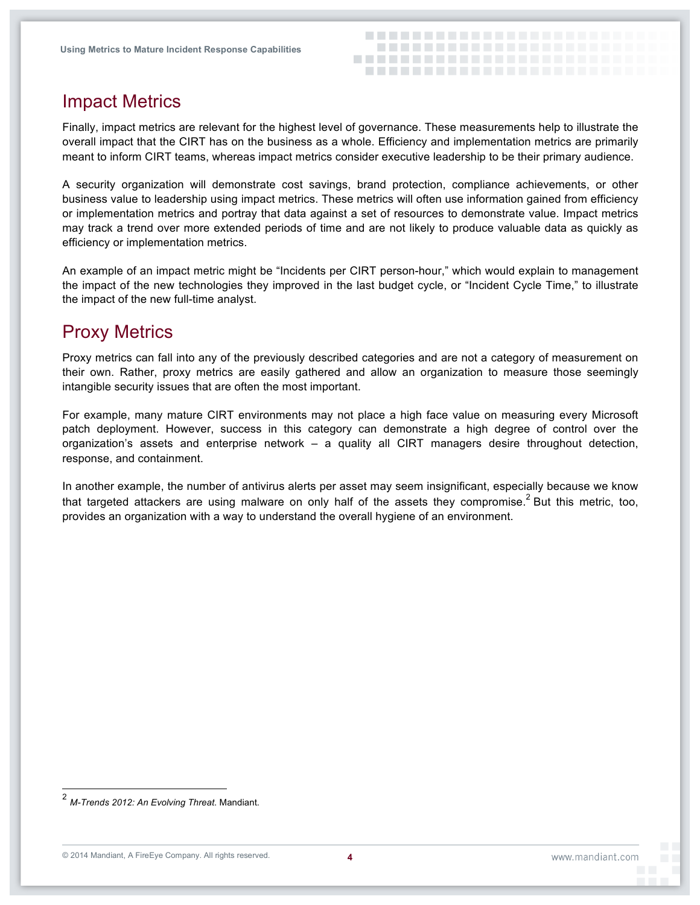## Impact Metrics

Finally, impact metrics are relevant for the highest level of governance. These measurements help to illustrate the overall impact that the CIRT has on the business as a whole. Efficiency and implementation metrics are primarily meant to inform CIRT teams, whereas impact metrics consider executive leadership to be their primary audience.

A security organization will demonstrate cost savings, brand protection, compliance achievements, or other business value to leadership using impact metrics. These metrics will often use information gained from efficiency or implementation metrics and portray that data against a set of resources to demonstrate value. Impact metrics may track a trend over more extended periods of time and are not likely to produce valuable data as quickly as efficiency or implementation metrics.

An example of an impact metric might be "Incidents per CIRT person-hour," which would explain to management the impact of the new technologies they improved in the last budget cycle, or "Incident Cycle Time," to illustrate the impact of the new full-time analyst.

## Proxy Metrics

Proxy metrics can fall into any of the previously described categories and are not a category of measurement on their own. Rather, proxy metrics are easily gathered and allow an organization to measure those seemingly intangible security issues that are often the most important.

For example, many mature CIRT environments may not place a high face value on measuring every Microsoft patch deployment. However, success in this category can demonstrate a high degree of control over the organization's assets and enterprise network – a quality all CIRT managers desire throughout detection, response, and containment.

In another example, the number of antivirus alerts per asset may seem insignificant, especially because we know that targeted attackers are using malware on only half of the assets they compromise.[2] But this metric, too, provides an organization with a way to understand the overall hygiene of an environment.

---

[2] *M-Trends 2012: An Evolving Threat*. Mandiant.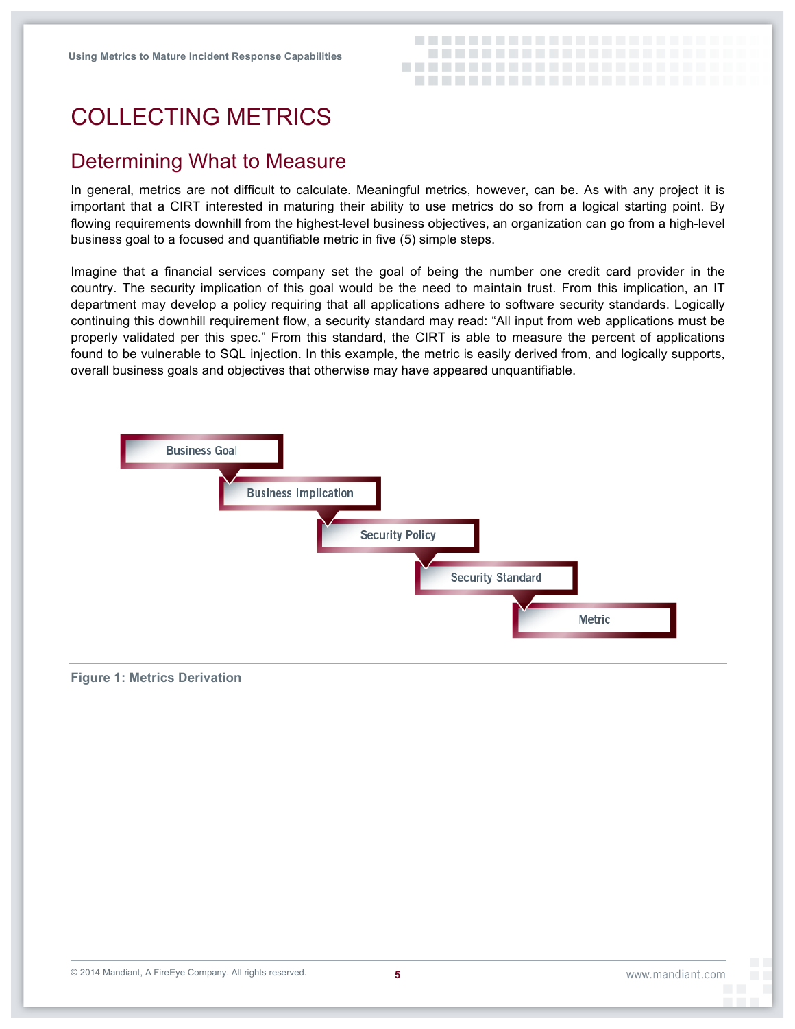# COLLECTING METRICS

## Determining What to Measure

In general, metrics are not difficult to calculate. Meaningful metrics, however, can be. As with any project it is important that a CIRT interested in maturing their ability to use metrics do so from a logical starting point. By flowing requirements downhill from the highest-level business objectives, an organization can go from a high-level business goal to a focused and quantifiable metric in five (5) simple steps.

Imagine that a financial services company set the goal of being the number one credit card provider in the country. The security implication of this goal would be the need to maintain trust. From this implication, an IT department may develop a policy requiring that all applications adhere to software security standards. Logically continuing this downhill requirement flow, a security standard may read: "All input from web applications must be properly validated per this spec." From this standard, the CIRT is able to measure the percent of applications found to be vulnerable to SQL injection. In this example, the metric is easily derived from, and logically supports, overall business goals and objectives that otherwise may have appeared unquantifiable.

Business Goal → Business Implication → Security Policy → Security Standard → Metric

**Figure 1: Metrics Derivation**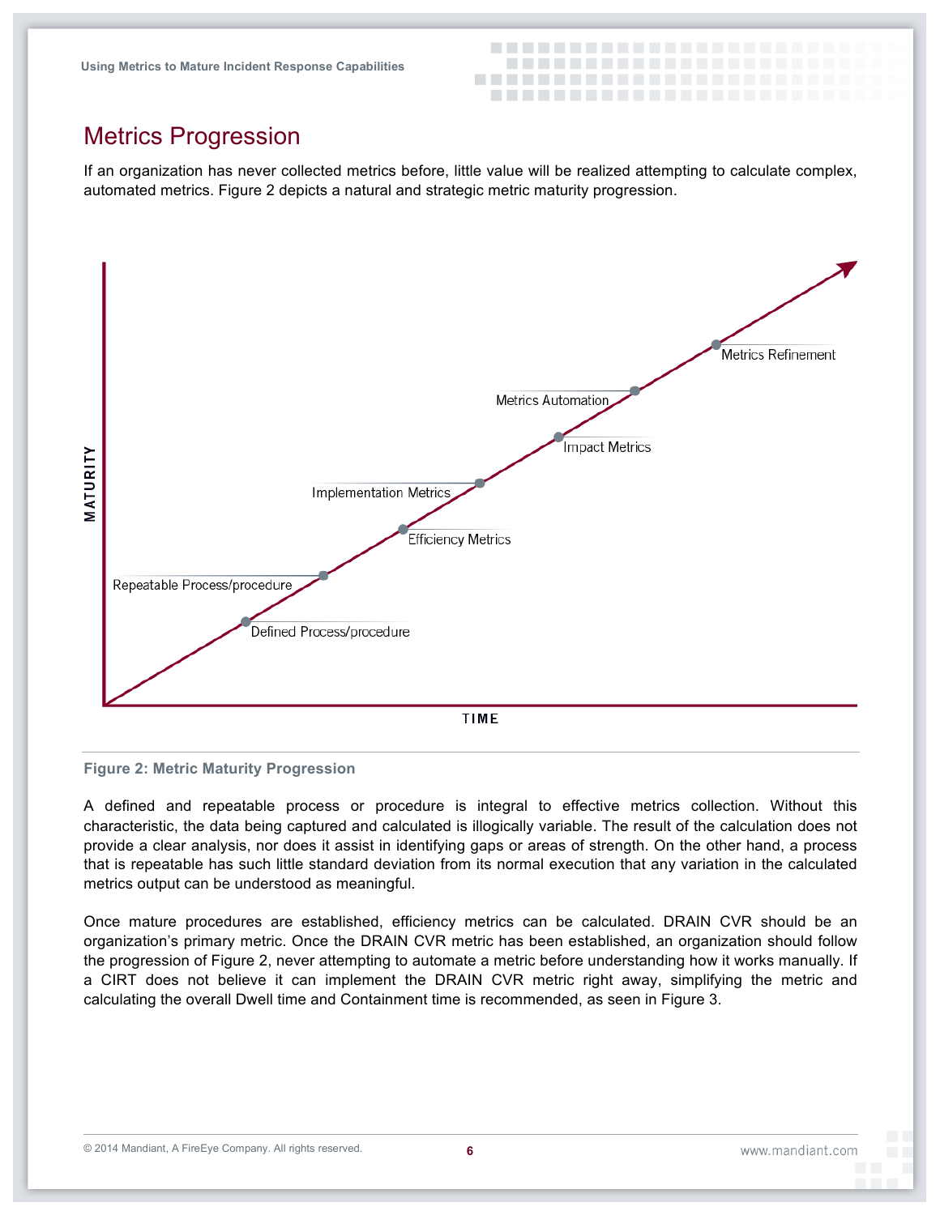## Metrics Progression

If an organization has never collected metrics before, little value will be realized attempting to calculate complex, automated metrics. Figure 2 depicts a natural and strategic metric maturity progression.

**Figure 2: Metric Maturity Progression**

A defined and repeatable process or procedure is integral to effective metrics collection. Without this characteristic, the data being captured and calculated is illogically variable. The result of the calculation does not provide a clear analysis, nor does it assist in identifying gaps or areas of strength. On the other hand, a process that is repeatable has such little standard deviation from its normal execution that any variation in the calculated metrics output can be understood as meaningful.

Once mature procedures are established, efficiency metrics can be calculated. DRAIN CVR should be an organization's primary metric. Once the DRAIN CVR metric has been established, an organization should follow the progression of Figure 2, never attempting to automate a metric before understanding how it works manually. If a CIRT does not believe it can implement the DRAIN CVR metric right away, simplifying the metric and calculating the overall Dwell time and Containment time is recommended, as seen in Figure 3.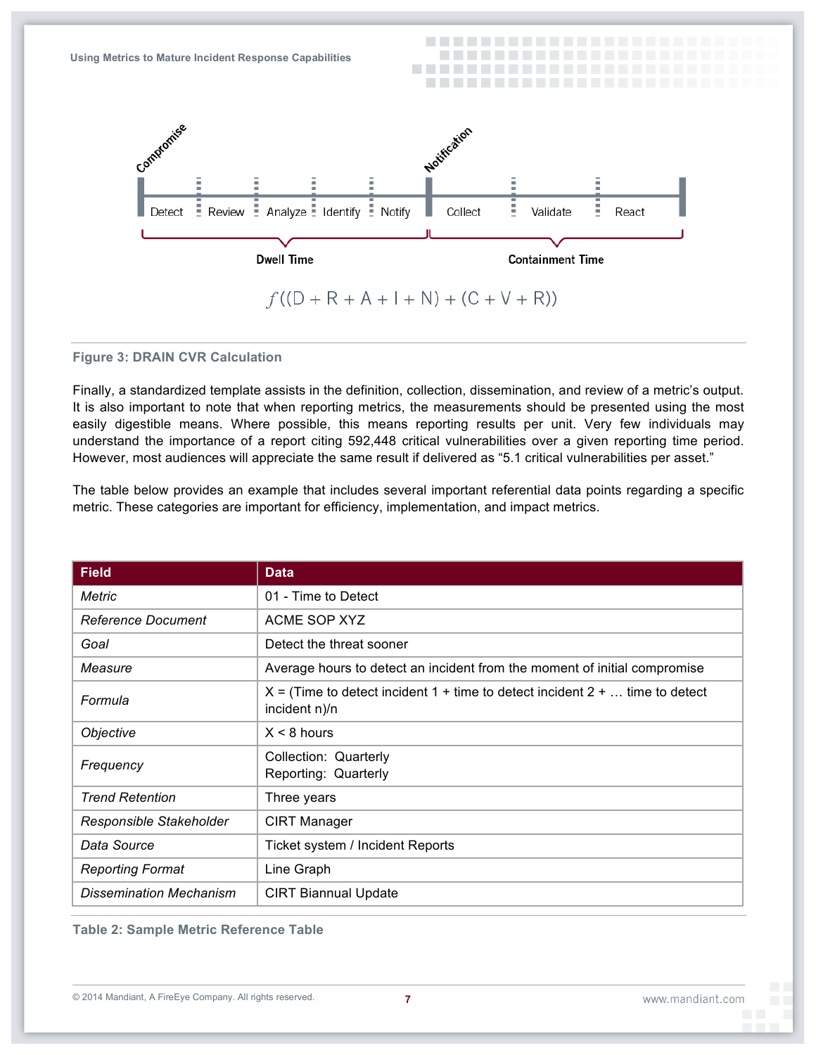Compromise — Detect | Review | Analyze | Identify | Notify — Notification — Collect | Validate | React

Dwell Time | Containment Time

$$f((D + R + A + I + N) + (C + V + R))$$

**Figure 3: DRAIN CVR Calculation**

Finally, a standardized template assists in the definition, collection, dissemination, and review of a metric's output. It is also important to note that when reporting metrics, the measurements should be presented using the most easily digestible means. Where possible, this means reporting results per unit. Very few individuals may understand the importance of a report citing 592,448 critical vulnerabilities over a given reporting time period. However, most audiences will appreciate the same result if delivered as "5.1 critical vulnerabilities per asset."

The table below provides an example that includes several important referential data points regarding a specific metric. These categories are important for efficiency, implementation, and impact metrics.

| Field | Data |
|---|---|
| *Metric* | 01 - Time to Detect |
| *Reference Document* | ACME SOP XYZ |
| *Goal* | Detect the threat sooner |
| *Measure* | Average hours to detect an incident from the moment of initial compromise |
| *Formula* | X = (Time to detect incident 1 + time to detect incident 2 + … time to detect incident n)/n |
| *Objective* | X < 8 hours |
| *Frequency* | Collection: Quarterly<br>Reporting: Quarterly |
| *Trend Retention* | Three years |
| *Responsible Stakeholder* | CIRT Manager |
| *Data Source* | Ticket system / Incident Reports |
| *Reporting Format* | Line Graph |
| *Dissemination Mechanism* | CIRT Biannual Update |

**Table 2: Sample Metric Reference Table**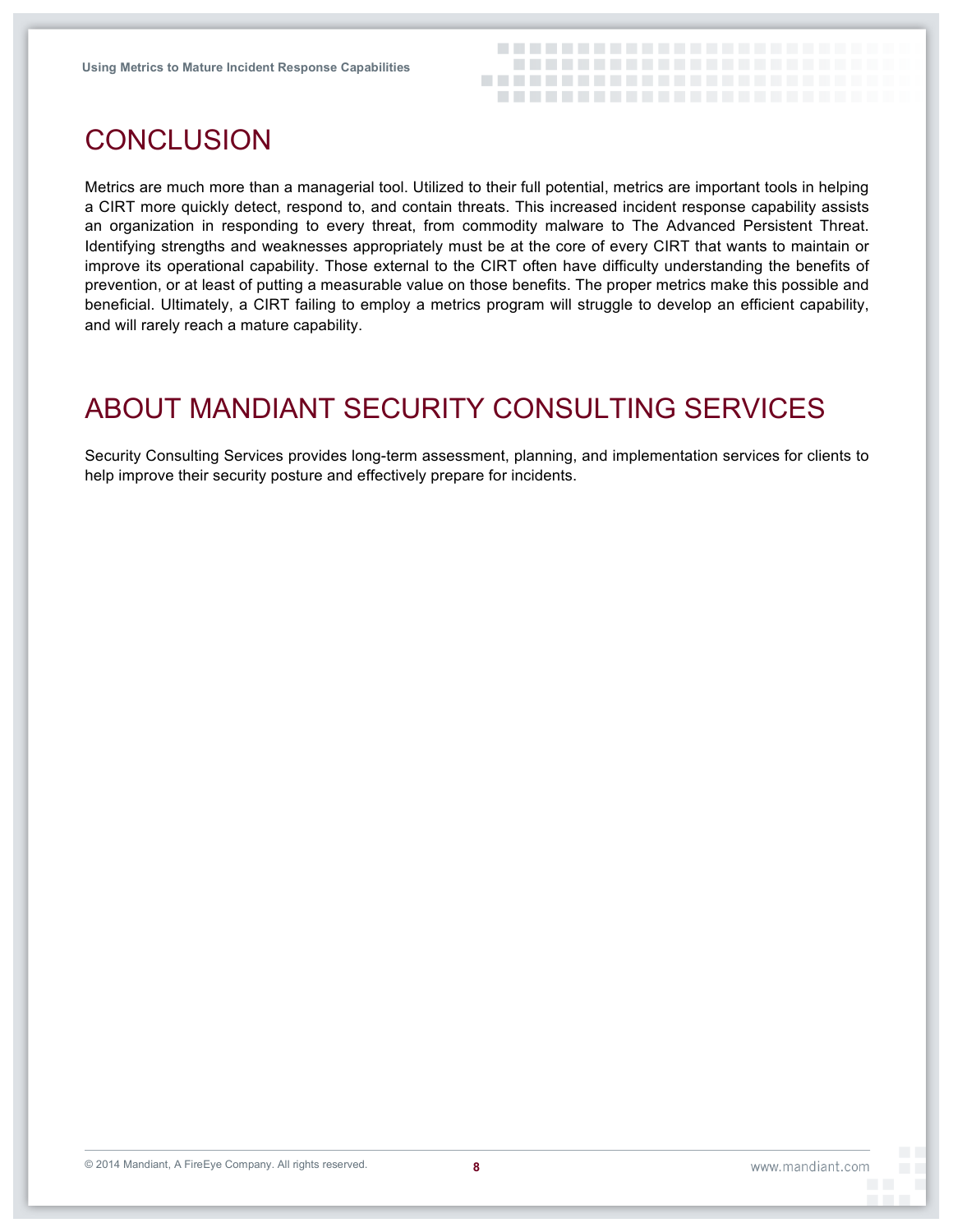# CONCLUSION

Metrics are much more than a managerial tool. Utilized to their full potential, metrics are important tools in helping a CIRT more quickly detect, respond to, and contain threats. This increased incident response capability assists an organization in responding to every threat, from commodity malware to The Advanced Persistent Threat. Identifying strengths and weaknesses appropriately must be at the core of every CIRT that wants to maintain or improve its operational capability. Those external to the CIRT often have difficulty understanding the benefits of prevention, or at least of putting a measurable value on those benefits. The proper metrics make this possible and beneficial. Ultimately, a CIRT failing to employ a metrics program will struggle to develop an efficient capability, and will rarely reach a mature capability.

# ABOUT MANDIANT SECURITY CONSULTING SERVICES

Security Consulting Services provides long-term assessment, planning, and implementation services for clients to help improve their security posture and effectively prepare for incidents.